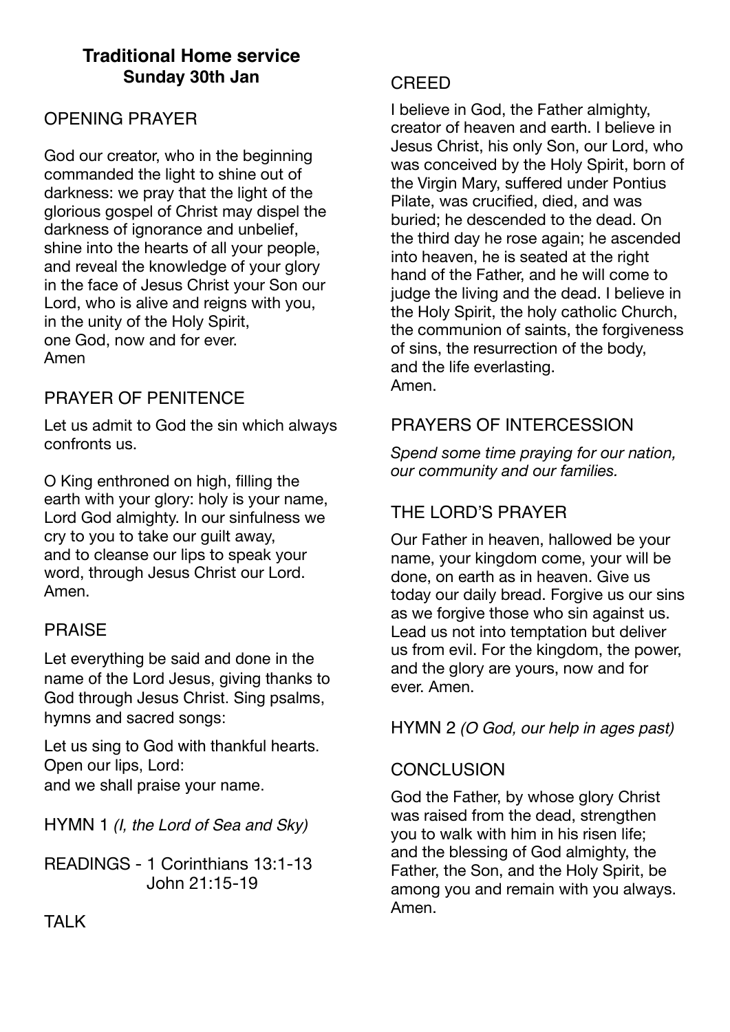# Traditional Home service
## Sunday 30th Jan

### OPENING PRAYER

God our creator, who in the beginning commanded the light to shine out of darkness: we pray that the light of the glorious gospel of Christ may dispel the darkness of ignorance and unbelief, shine into the hearts of all your people, and reveal the knowledge of your glory in the face of Jesus Christ your Son our Lord, who is alive and reigns with you, in the unity of the Holy Spirit,
one God, now and for ever.
Amen

### PRAYER OF PENITENCE

Let us admit to God the sin which always confronts us.

O King enthroned on high, filling the earth with your glory: holy is your name, Lord God almighty. In our sinfulness we cry to you to take our guilt away,
and to cleanse our lips to speak your word, through Jesus Christ our Lord.
Amen.

### PRAISE

Let everything be said and done in the name of the Lord Jesus, giving thanks to God through Jesus Christ. Sing psalms, hymns and sacred songs:

Let us sing to God with thankful hearts.
Open our lips, Lord:
and we shall praise your name.

HYMN 1 *(I, the Lord of Sea and Sky)*

READINGS - 1 Corinthians 13:1-13
John 21:15-19

TALK

### CREED

I believe in God, the Father almighty, creator of heaven and earth. I believe in Jesus Christ, his only Son, our Lord, who was conceived by the Holy Spirit, born of the Virgin Mary, suffered under Pontius Pilate, was crucified, died, and was buried; he descended to the dead. On the third day he rose again; he ascended into heaven, he is seated at the right hand of the Father, and he will come to judge the living and the dead. I believe in the Holy Spirit, the holy catholic Church, the communion of saints, the forgiveness of sins, the resurrection of the body,
and the life everlasting.
Amen.

### PRAYERS OF INTERCESSION

*Spend some time praying for our nation, our community and our families.*

### THE LORD'S PRAYER

Our Father in heaven, hallowed be your name, your kingdom come, your will be done, on earth as in heaven. Give us today our daily bread. Forgive us our sins as we forgive those who sin against us. Lead us not into temptation but deliver us from evil. For the kingdom, the power, and the glory are yours, now and for ever. Amen.

HYMN 2 *(O God, our help in ages past)*

### CONCLUSION

God the Father, by whose glory Christ was raised from the dead, strengthen you to walk with him in his risen life; and the blessing of God almighty, the Father, the Son, and the Holy Spirit, be among you and remain with you always.
Amen.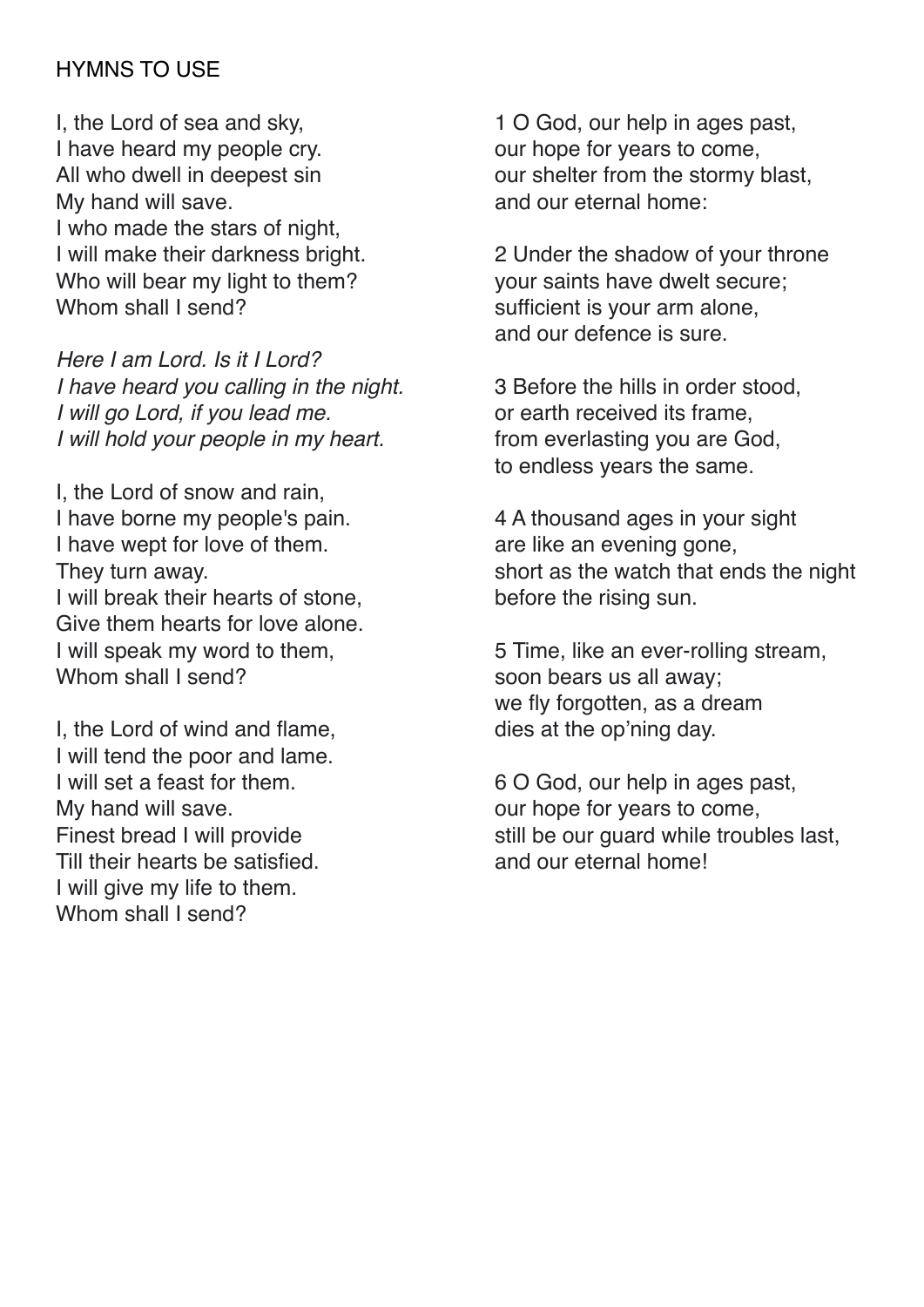HYMNS TO USE

I, the Lord of sea and sky,  
I have heard my people cry.  
All who dwell in deepest sin  
My hand will save.  
I who made the stars of night,  
I will make their darkness bright.  
Who will bear my light to them?  
Whom shall I send?

*Here I am Lord. Is it I Lord?*  
*I have heard you calling in the night.*  
*I will go Lord, if you lead me.*  
*I will hold your people in my heart.*

I, the Lord of snow and rain,  
I have borne my people's pain.  
I have wept for love of them.  
They turn away.  
I will break their hearts of stone,  
Give them hearts for love alone.  
I will speak my word to them,  
Whom shall I send?

I, the Lord of wind and flame,  
I will tend the poor and lame.  
I will set a feast for them.  
My hand will save.  
Finest bread I will provide  
Till their hearts be satisfied.  
I will give my life to them.  
Whom shall I send?

1 O God, our help in ages past,  
our hope for years to come,  
our shelter from the stormy blast,  
and our eternal home:

2 Under the shadow of your throne  
your saints have dwelt secure;  
sufficient is your arm alone,  
and our defence is sure.

3 Before the hills in order stood,  
or earth received its frame,  
from everlasting you are God,  
to endless years the same.

4 A thousand ages in your sight  
are like an evening gone,  
short as the watch that ends the night  
before the rising sun.

5 Time, like an ever-rolling stream,  
soon bears us all away;  
we fly forgotten, as a dream  
dies at the op'ning day.

6 O God, our help in ages past,  
our hope for years to come,  
still be our guard while troubles last,  
and our eternal home!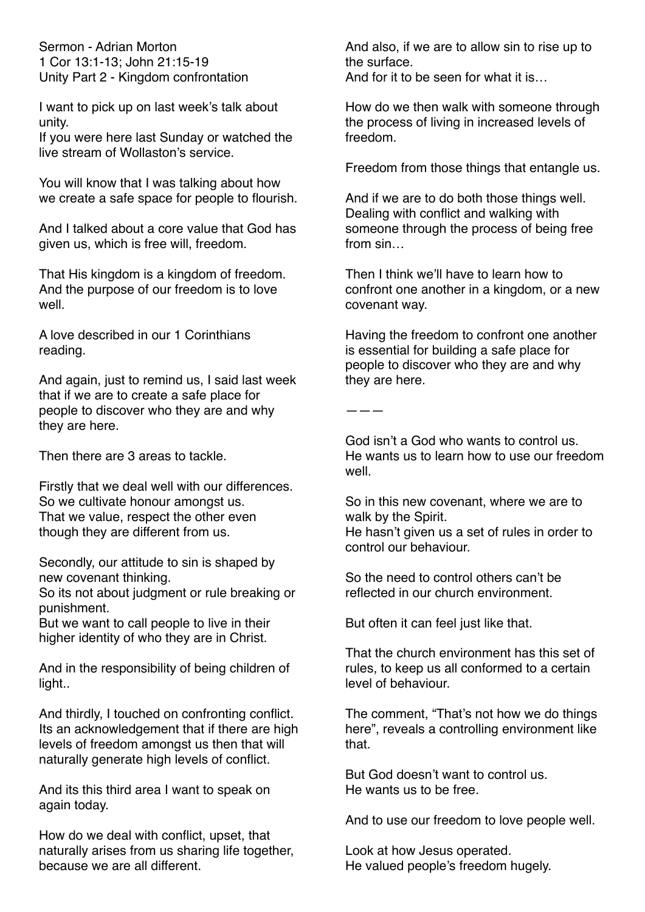Sermon - Adrian Morton
1 Cor 13:1-13; John 21:15-19
Unity Part 2 - Kingdom confrontation

I want to pick up on last week's talk about unity.
If you were here last Sunday or watched the live stream of Wollaston's service.

You will know that I was talking about how we create a safe space for people to flourish.

And I talked about a core value that God has given us, which is free will, freedom.

That His kingdom is a kingdom of freedom.
And the purpose of our freedom is to love well.

A love described in our 1 Corinthians reading.

And again, just to remind us, I said last week that if we are to create a safe place for people to discover who they are and why they are here.

Then there are 3 areas to tackle.

Firstly that we deal well with our differences.
So we cultivate honour amongst us.
That we value, respect the other even though they are different from us.

Secondly, our attitude to sin is shaped by new covenant thinking.
So its not about judgment or rule breaking or punishment.
But we want to call people to live in their higher identity of who they are in Christ.

And in the responsibility of being children of light..

And thirdly, I touched on confronting conflict.
Its an acknowledgement that if there are high levels of freedom amongst us then that will naturally generate high levels of conflict.

And its this third area I want to speak on again today.

How do we deal with conflict, upset, that naturally arises from us sharing life together, because we are all different.

And also, if we are to allow sin to rise up to the surface.
And for it to be seen for what it is…

How do we then walk with someone through the process of living in increased levels of freedom.

Freedom from those things that entangle us.

And if we are to do both those things well.
Dealing with conflict and walking with someone through the process of being free from sin…

Then I think we'll have to learn how to confront one another in a kingdom, or a new covenant way.

Having the freedom to confront one another is essential for building a safe place for people to discover who they are and why they are here.

———

God isn't a God who wants to control us.
He wants us to learn how to use our freedom well.

So in this new covenant, where we are to walk by the Spirit.
He hasn't given us a set of rules in order to control our behaviour.

So the need to control others can't be reflected in our church environment.

But often it can feel just like that.

That the church environment has this set of rules, to keep us all conformed to a certain level of behaviour.

The comment, "That's not how we do things here", reveals a controlling environment like that.

But God doesn't want to control us.
He wants us to be free.

And to use our freedom to love people well.

Look at how Jesus operated.
He valued people's freedom hugely.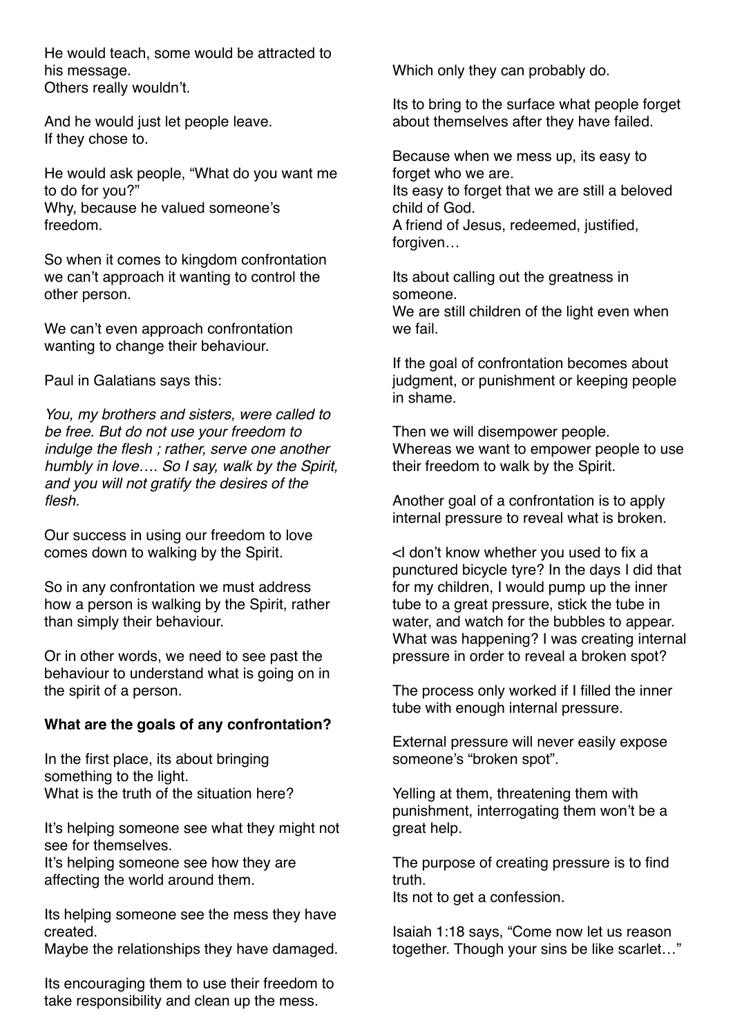He would teach, some would be attracted to his message.
Others really wouldn't.

And he would just let people leave.
If they chose to.

He would ask people, "What do you want me to do for you?"
Why, because he valued someone's freedom.

So when it comes to kingdom confrontation we can't approach it wanting to control the other person.

We can't even approach confrontation wanting to change their behaviour.

Paul in Galatians says this:

*You, my brothers and sisters, were called to be free. But do not use your freedom to indulge the flesh ; rather, serve one another humbly in love…. So I say, walk by the Spirit, and you will not gratify the desires of the flesh.*

Our success in using our freedom to love comes down to walking by the Spirit.

So in any confrontation we must address how a person is walking by the Spirit, rather than simply their behaviour.

Or in other words, we need to see past the behaviour to understand what is going on in the spirit of a person.

**What are the goals of any confrontation?**

In the first place, its about bringing something to the light.
What is the truth of the situation here?

It's helping someone see what they might not see for themselves.
It's helping someone see how they are affecting the world around them.

Its helping someone see the mess they have created.
Maybe the relationships they have damaged.

Its encouraging them to use their freedom to take responsibility and clean up the mess.

Which only they can probably do.

Its to bring to the surface what people forget about themselves after they have failed.

Because when we mess up, its easy to forget who we are.
Its easy to forget that we are still a beloved child of God.
A friend of Jesus, redeemed, justified, forgiven…

Its about calling out the greatness in someone.
We are still children of the light even when we fail.

If the goal of confrontation becomes about judgment, or punishment or keeping people in shame.

Then we will disempower people.
Whereas we want to empower people to use their freedom to walk by the Spirit.

Another goal of a confrontation is to apply internal pressure to reveal what is broken.

<I don't know whether you used to fix a punctured bicycle tyre? In the days I did that for my children, I would pump up the inner tube to a great pressure, stick the tube in water, and watch for the bubbles to appear. What was happening? I was creating internal pressure in order to reveal a broken spot?

The process only worked if I filled the inner tube with enough internal pressure.

External pressure will never easily expose someone's "broken spot".

Yelling at them, threatening them with punishment, interrogating them won't be a great help.

The purpose of creating pressure is to find truth.
Its not to get a confession.

Isaiah 1:18 says, "Come now let us reason together. Though your sins be like scarlet…"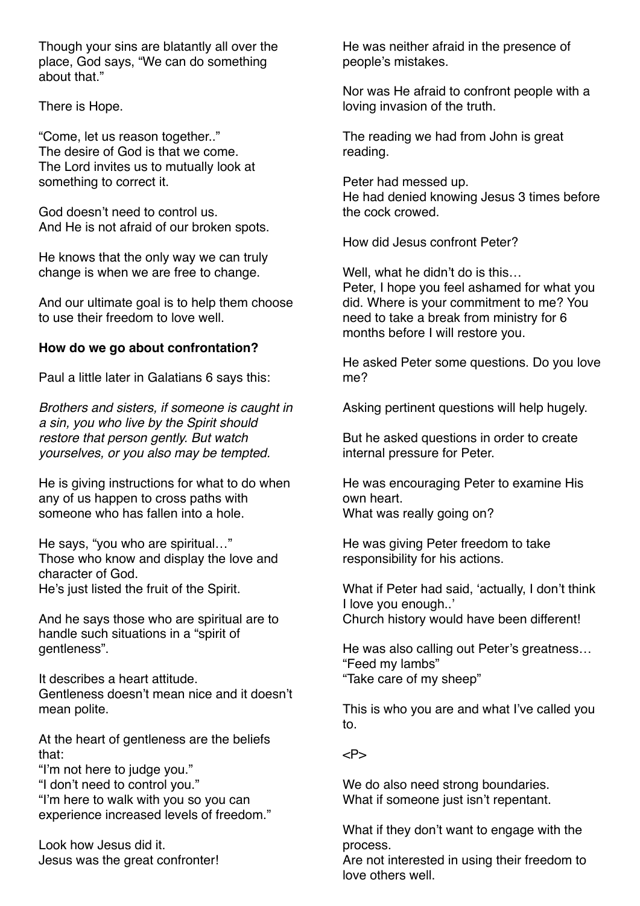Though your sins are blatantly all over the place, God says, "We can do something about that."

There is Hope.

"Come, let us reason together.."
The desire of God is that we come.
The Lord invites us to mutually look at something to correct it.

God doesn't need to control us.
And He is not afraid of our broken spots.

He knows that the only way we can truly change is when we are free to change.

And our ultimate goal is to help them choose to use their freedom to love well.

**How do we go about confrontation?**

Paul a little later in Galatians 6 says this:

*Brothers and sisters, if someone is caught in a sin, you who live by the Spirit should restore that person gently. But watch yourselves, or you also may be tempted.*

He is giving instructions for what to do when any of us happen to cross paths with someone who has fallen into a hole.

He says, "you who are spiritual…"
Those who know and display the love and character of God.
He's just listed the fruit of the Spirit.

And he says those who are spiritual are to handle such situations in a "spirit of gentleness".

It describes a heart attitude.
Gentleness doesn't mean nice and it doesn't mean polite.

At the heart of gentleness are the beliefs that:
"I'm not here to judge you."
"I don't need to control you."
"I'm here to walk with you so you can experience increased levels of freedom."

Look how Jesus did it.
Jesus was the great confronter!

He was neither afraid in the presence of people's mistakes.

Nor was He afraid to confront people with a loving invasion of the truth.

The reading we had from John is great reading.

Peter had messed up.
He had denied knowing Jesus 3 times before the cock crowed.

How did Jesus confront Peter?

Well, what he didn't do is this…
Peter, I hope you feel ashamed for what you did. Where is your commitment to me? You need to take a break from ministry for 6 months before I will restore you.

He asked Peter some questions. Do you love me?

Asking pertinent questions will help hugely.

But he asked questions in order to create internal pressure for Peter.

He was encouraging Peter to examine His own heart.
What was really going on?

He was giving Peter freedom to take responsibility for his actions.

What if Peter had said, 'actually, I don't think I love you enough..'
Church history would have been different!

He was also calling out Peter's greatness…
"Feed my lambs"
"Take care of my sheep"

This is who you are and what I've called you to.

<P>

We do also need strong boundaries.
What if someone just isn't repentant.

What if they don't want to engage with the process.
Are not interested in using their freedom to love others well.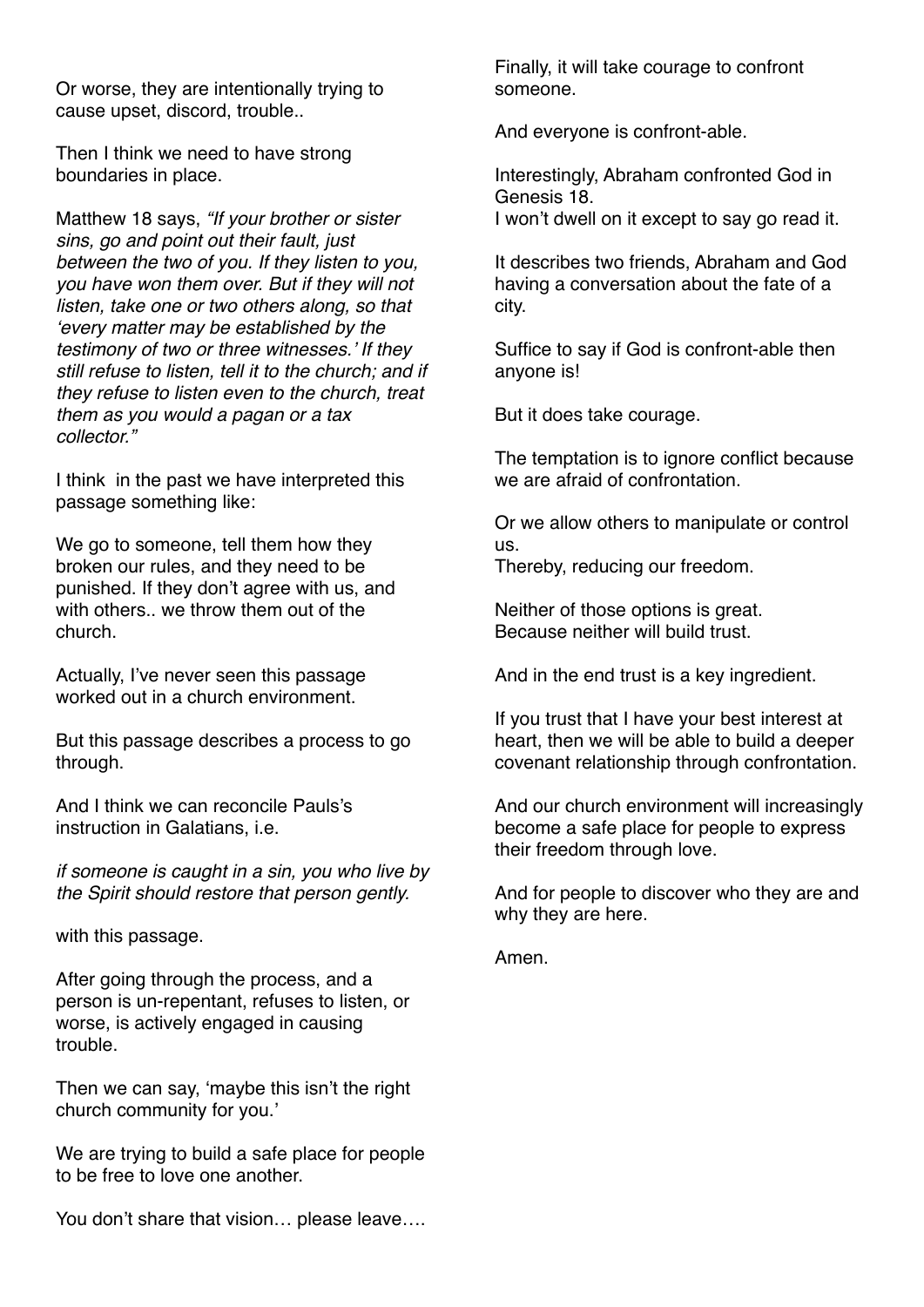Or worse, they are intentionally trying to cause upset, discord, trouble..

Then I think we need to have strong boundaries in place.

Matthew 18 says, *"If your brother or sister sins, go and point out their fault, just between the two of you. If they listen to you, you have won them over. But if they will not listen, take one or two others along, so that 'every matter may be established by the testimony of two or three witnesses.' If they still refuse to listen, tell it to the church; and if they refuse to listen even to the church, treat them as you would a pagan or a tax collector."*

I think in the past we have interpreted this passage something like:

We go to someone, tell them how they broken our rules, and they need to be punished. If they don't agree with us, and with others.. we throw them out of the church.

Actually, I've never seen this passage worked out in a church environment.

But this passage describes a process to go through.

And I think we can reconcile Pauls's instruction in Galatians, i.e.

*if someone is caught in a sin, you who live by the Spirit should restore that person gently.*

with this passage.

After going through the process, and a person is un-repentant, refuses to listen, or worse, is actively engaged in causing trouble.

Then we can say, 'maybe this isn't the right church community for you.'

We are trying to build a safe place for people to be free to love one another.

You don't share that vision… please leave….

Finally, it will take courage to confront someone.

And everyone is confront-able.

Interestingly, Abraham confronted God in Genesis 18.
I won't dwell on it except to say go read it.

It describes two friends, Abraham and God having a conversation about the fate of a city.

Suffice to say if God is confront-able then anyone is!

But it does take courage.

The temptation is to ignore conflict because we are afraid of confrontation.

Or we allow others to manipulate or control us.
Thereby, reducing our freedom.

Neither of those options is great.
Because neither will build trust.

And in the end trust is a key ingredient.

If you trust that I have your best interest at heart, then we will be able to build a deeper covenant relationship through confrontation.

And our church environment will increasingly become a safe place for people to express their freedom through love.

And for people to discover who they are and why they are here.

Amen.